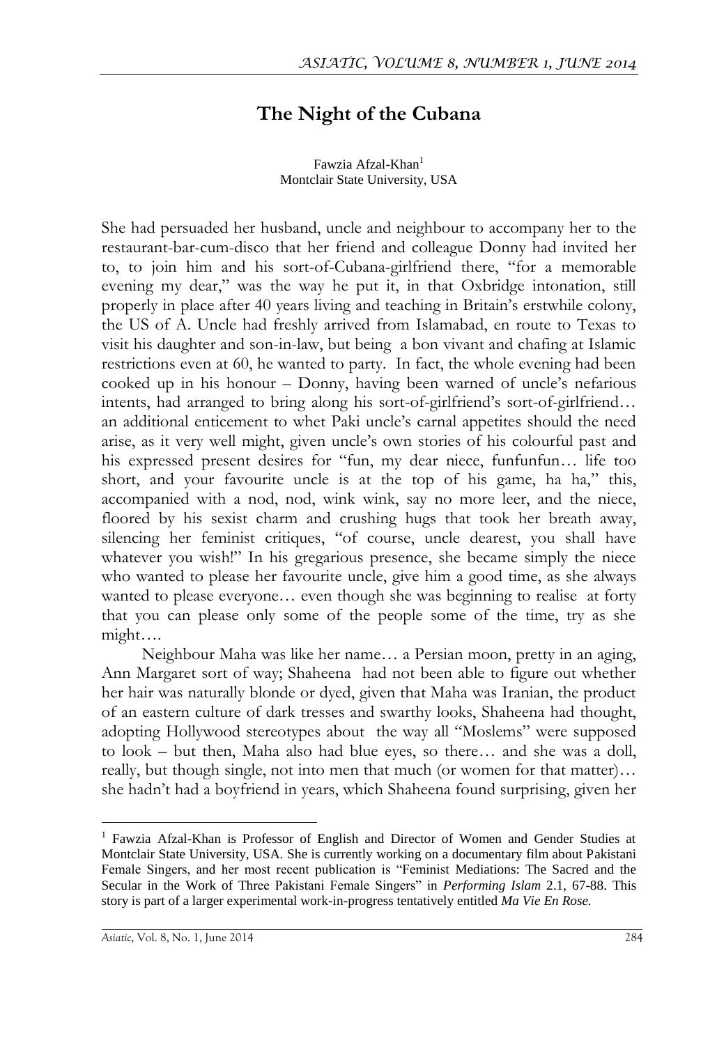# The Night of the Cubana

Fawzia Afzal-Khan[1]
Montclair State University, USA

She had persuaded her husband, uncle and neighbour to accompany her to the restaurant-bar-cum-disco that her friend and colleague Donny had invited her to, to join him and his sort-of-Cubana-girlfriend there, "for a memorable evening my dear," was the way he put it, in that Oxbridge intonation, still properly in place after 40 years living and teaching in Britain's erstwhile colony, the US of A. Uncle had freshly arrived from Islamabad, en route to Texas to visit his daughter and son-in-law, but being a bon vivant and chafing at Islamic restrictions even at 60, he wanted to party. In fact, the whole evening had been cooked up in his honour – Donny, having been warned of uncle's nefarious intents, had arranged to bring along his sort-of-girlfriend's sort-of-girlfriend… an additional enticement to whet Paki uncle's carnal appetites should the need arise, as it very well might, given uncle's own stories of his colourful past and his expressed present desires for "fun, my dear niece, funfunfun… life too short, and your favourite uncle is at the top of his game, ha ha," this, accompanied with a nod, nod, wink wink, say no more leer, and the niece, floored by his sexist charm and crushing hugs that took her breath away, silencing her feminist critiques, "of course, uncle dearest, you shall have whatever you wish!" In his gregarious presence, she became simply the niece who wanted to please her favourite uncle, give him a good time, as she always wanted to please everyone… even though she was beginning to realise at forty that you can please only some of the people some of the time, try as she might….

Neighbour Maha was like her name… a Persian moon, pretty in an aging, Ann Margaret sort of way; Shaheena had not been able to figure out whether her hair was naturally blonde or dyed, given that Maha was Iranian, the product of an eastern culture of dark tresses and swarthy looks, Shaheena had thought, adopting Hollywood stereotypes about the way all "Moslems" were supposed to look – but then, Maha also had blue eyes, so there… and she was a doll, really, but though single, not into men that much (or women for that matter)… she hadn't had a boyfriend in years, which Shaheena found surprising, given her

---

[1] Fawzia Afzal-Khan is Professor of English and Director of Women and Gender Studies at Montclair State University, USA. She is currently working on a documentary film about Pakistani Female Singers, and her most recent publication is "Feminist Mediations: The Sacred and the Secular in the Work of Three Pakistani Female Singers" in *Performing Islam* 2.1, 67-88. This story is part of a larger experimental work-in-progress tentatively entitled *Ma Vie En Rose.*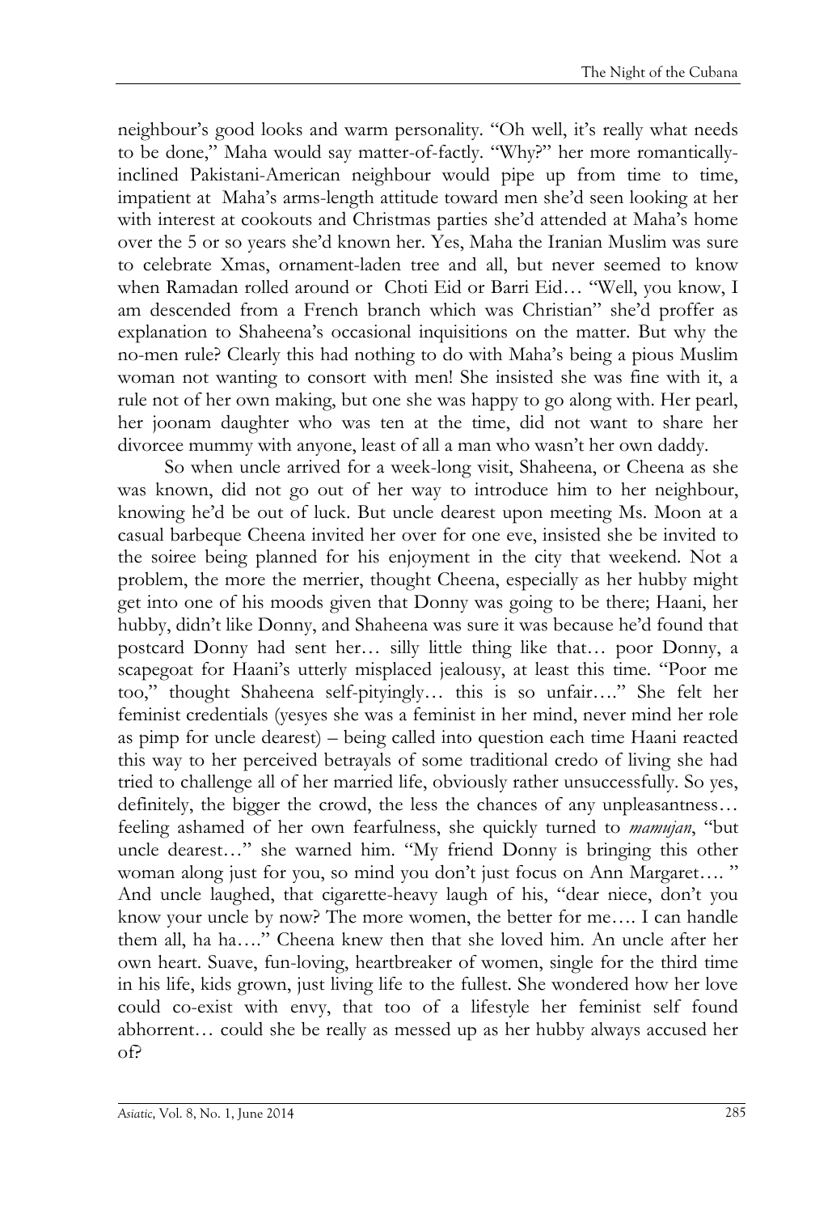neighbour's good looks and warm personality. "Oh well, it's really what needs to be done," Maha would say matter-of-factly. "Why?" her more romantically-inclined Pakistani-American neighbour would pipe up from time to time, impatient at Maha's arms-length attitude toward men she'd seen looking at her with interest at cookouts and Christmas parties she'd attended at Maha's home over the 5 or so years she'd known her. Yes, Maha the Iranian Muslim was sure to celebrate Xmas, ornament-laden tree and all, but never seemed to know when Ramadan rolled around or Choti Eid or Barri Eid… "Well, you know, I am descended from a French branch which was Christian" she'd proffer as explanation to Shaheena's occasional inquisitions on the matter. But why the no-men rule? Clearly this had nothing to do with Maha's being a pious Muslim woman not wanting to consort with men! She insisted she was fine with it, a rule not of her own making, but one she was happy to go along with. Her pearl, her joonam daughter who was ten at the time, did not want to share her divorcee mummy with anyone, least of all a man who wasn't her own daddy.

So when uncle arrived for a week-long visit, Shaheena, or Cheena as she was known, did not go out of her way to introduce him to her neighbour, knowing he'd be out of luck. But uncle dearest upon meeting Ms. Moon at a casual barbeque Cheena invited her over for one eve, insisted she be invited to the soiree being planned for his enjoyment in the city that weekend. Not a problem, the more the merrier, thought Cheena, especially as her hubby might get into one of his moods given that Donny was going to be there; Haani, her hubby, didn't like Donny, and Shaheena was sure it was because he'd found that postcard Donny had sent her… silly little thing like that… poor Donny, a scapegoat for Haani's utterly misplaced jealousy, at least this time. "Poor me too," thought Shaheena self-pityingly… this is so unfair…." She felt her feminist credentials (yesyes she was a feminist in her mind, never mind her role as pimp for uncle dearest) – being called into question each time Haani reacted this way to her perceived betrayals of some traditional credo of living she had tried to challenge all of her married life, obviously rather unsuccessfully. So yes, definitely, the bigger the crowd, the less the chances of any unpleasantness… feeling ashamed of her own fearfulness, she quickly turned to *mamujan*, "but uncle dearest…" she warned him. "My friend Donny is bringing this other woman along just for you, so mind you don't just focus on Ann Margaret…. " And uncle laughed, that cigarette-heavy laugh of his, "dear niece, don't you know your uncle by now? The more women, the better for me…. I can handle them all, ha ha…." Cheena knew then that she loved him. An uncle after her own heart. Suave, fun-loving, heartbreaker of women, single for the third time in his life, kids grown, just living life to the fullest. She wondered how her love could co-exist with envy, that too of a lifestyle her feminist self found abhorrent… could she be really as messed up as her hubby always accused her of?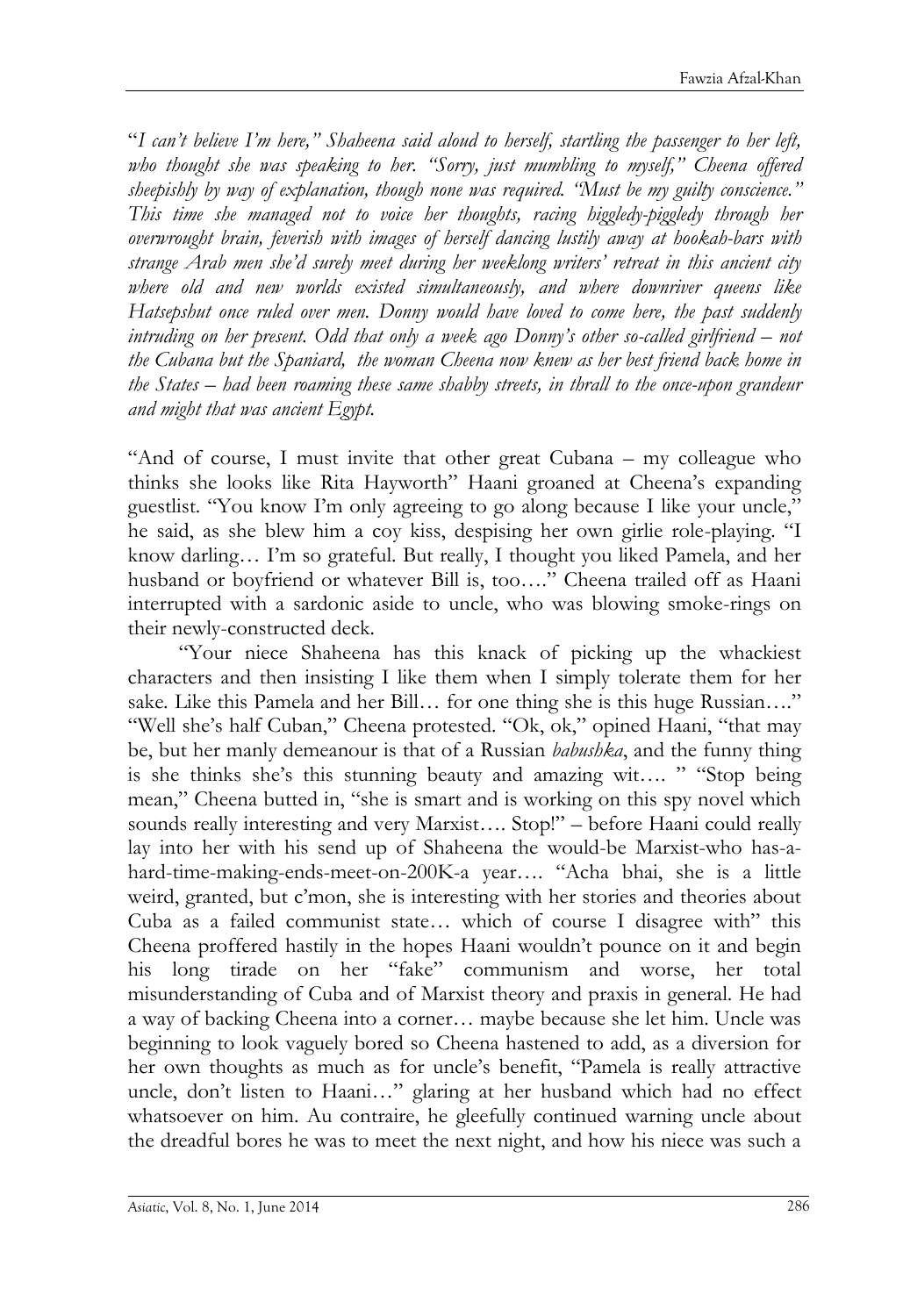"*I can't believe I'm here," Shaheena said aloud to herself, startling the passenger to her left, who thought she was speaking to her. "Sorry, just mumbling to myself," Cheena offered sheepishly by way of explanation, though none was required. "Must be my guilty conscience." This time she managed not to voice her thoughts, racing higgledy-piggledy through her overwrought brain, feverish with images of herself dancing lustily away at hookah-bars with strange Arab men she'd surely meet during her weeklong writers' retreat in this ancient city where old and new worlds existed simultaneously, and where downriver queens like Hatsepshut once ruled over men. Donny would have loved to come here, the past suddenly intruding on her present. Odd that only a week ago Donny's other so-called girlfriend – not the Cubana but the Spaniard, the woman Cheena now knew as her best friend back home in the States – had been roaming these same shabby streets, in thrall to the once-upon grandeur and might that was ancient Egypt.*

"And of course, I must invite that other great Cubana – my colleague who thinks she looks like Rita Hayworth" Haani groaned at Cheena's expanding guestlist. "You know I'm only agreeing to go along because I like your uncle," he said, as she blew him a coy kiss, despising her own girlie role-playing. "I know darling… I'm so grateful. But really, I thought you liked Pamela, and her husband or boyfriend or whatever Bill is, too…." Cheena trailed off as Haani interrupted with a sardonic aside to uncle, who was blowing smoke-rings on their newly-constructed deck.

"Your niece Shaheena has this knack of picking up the whackiest characters and then insisting I like them when I simply tolerate them for her sake. Like this Pamela and her Bill… for one thing she is this huge Russian…." "Well she's half Cuban," Cheena protested. "Ok, ok," opined Haani, "that may be, but her manly demeanour is that of a Russian *babushka*, and the funny thing is she thinks she's this stunning beauty and amazing wit…. " "Stop being mean," Cheena butted in, "she is smart and is working on this spy novel which sounds really interesting and very Marxist…. Stop!" – before Haani could really lay into her with his send up of Shaheena the would-be Marxist-who has-a-hard-time-making-ends-meet-on-200K-a year…. "Acha bhai, she is a little weird, granted, but c'mon, she is interesting with her stories and theories about Cuba as a failed communist state… which of course I disagree with" this Cheena proffered hastily in the hopes Haani wouldn't pounce on it and begin his long tirade on her "fake" communism and worse, her total misunderstanding of Cuba and of Marxist theory and praxis in general. He had a way of backing Cheena into a corner… maybe because she let him. Uncle was beginning to look vaguely bored so Cheena hastened to add, as a diversion for her own thoughts as much as for uncle's benefit, "Pamela is really attractive uncle, don't listen to Haani…" glaring at her husband which had no effect whatsoever on him. Au contraire, he gleefully continued warning uncle about the dreadful bores he was to meet the next night, and how his niece was such a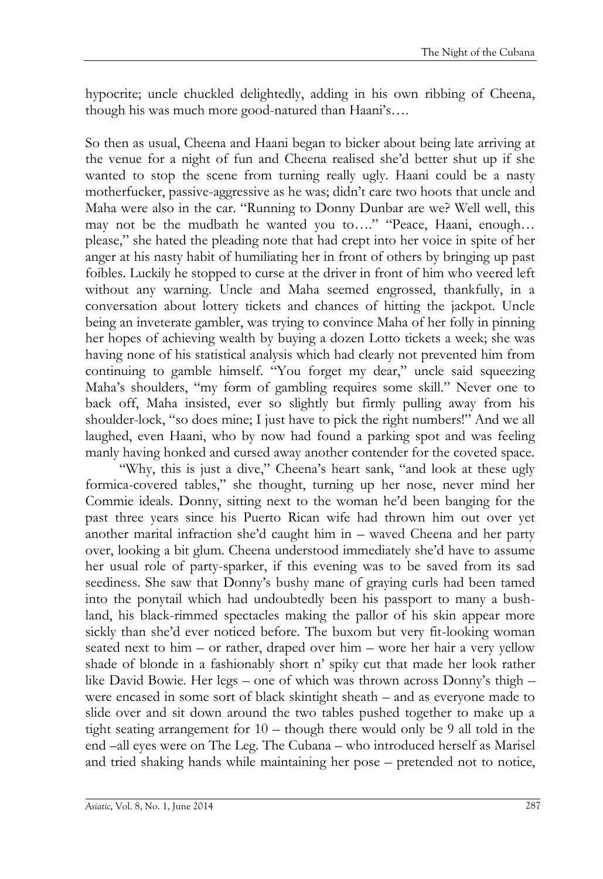hypocrite; uncle chuckled delightedly, adding in his own ribbing of Cheena, though his was much more good-natured than Haani's….

So then as usual, Cheena and Haani began to bicker about being late arriving at the venue for a night of fun and Cheena realised she'd better shut up if she wanted to stop the scene from turning really ugly. Haani could be a nasty motherfucker, passive-aggressive as he was; didn't care two hoots that uncle and Maha were also in the car. "Running to Donny Dunbar are we? Well well, this may not be the mudbath he wanted you to…." "Peace, Haani, enough… please," she hated the pleading note that had crept into her voice in spite of her anger at his nasty habit of humiliating her in front of others by bringing up past foibles. Luckily he stopped to curse at the driver in front of him who veered left without any warning. Uncle and Maha seemed engrossed, thankfully, in a conversation about lottery tickets and chances of hitting the jackpot. Uncle being an inveterate gambler, was trying to convince Maha of her folly in pinning her hopes of achieving wealth by buying a dozen Lotto tickets a week; she was having none of his statistical analysis which had clearly not prevented him from continuing to gamble himself. "You forget my dear," uncle said squeezing Maha's shoulders, "my form of gambling requires some skill." Never one to back off, Maha insisted, ever so slightly but firmly pulling away from his shoulder-lock, "so does mine; I just have to pick the right numbers!" And we all laughed, even Haani, who by now had found a parking spot and was feeling manly having honked and cursed away another contender for the coveted space.

"Why, this is just a dive," Cheena's heart sank, "and look at these ugly formica-covered tables," she thought, turning up her nose, never mind her Commie ideals. Donny, sitting next to the woman he'd been banging for the past three years since his Puerto Rican wife had thrown him out over yet another marital infraction she'd caught him in – waved Cheena and her party over, looking a bit glum. Cheena understood immediately she'd have to assume her usual role of party-sparker, if this evening was to be saved from its sad seediness. She saw that Donny's bushy mane of graying curls had been tamed into the ponytail which had undoubtedly been his passport to many a bush-land, his black-rimmed spectacles making the pallor of his skin appear more sickly than she'd ever noticed before. The buxom but very fit-looking woman seated next to him – or rather, draped over him – wore her hair a very yellow shade of blonde in a fashionably short n' spiky cut that made her look rather like David Bowie. Her legs – one of which was thrown across Donny's thigh – were encased in some sort of black skintight sheath – and as everyone made to slide over and sit down around the two tables pushed together to make up a tight seating arrangement for 10 – though there would only be 9 all told in the end –all eyes were on The Leg. The Cubana – who introduced herself as Marisel and tried shaking hands while maintaining her pose – pretended not to notice,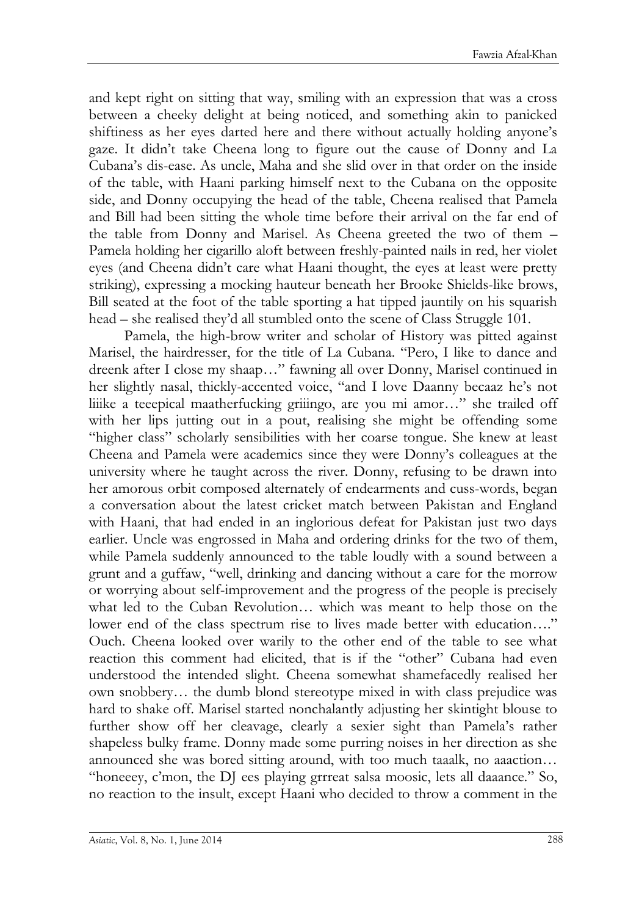and kept right on sitting that way, smiling with an expression that was a cross between a cheeky delight at being noticed, and something akin to panicked shiftiness as her eyes darted here and there without actually holding anyone's gaze. It didn't take Cheena long to figure out the cause of Donny and La Cubana's dis-ease. As uncle, Maha and she slid over in that order on the inside of the table, with Haani parking himself next to the Cubana on the opposite side, and Donny occupying the head of the table, Cheena realised that Pamela and Bill had been sitting the whole time before their arrival on the far end of the table from Donny and Marisel. As Cheena greeted the two of them – Pamela holding her cigarillo aloft between freshly-painted nails in red, her violet eyes (and Cheena didn't care what Haani thought, the eyes at least were pretty striking), expressing a mocking hauteur beneath her Brooke Shields-like brows, Bill seated at the foot of the table sporting a hat tipped jauntily on his squarish head – she realised they'd all stumbled onto the scene of Class Struggle 101.

Pamela, the high-brow writer and scholar of History was pitted against Marisel, the hairdresser, for the title of La Cubana. "Pero, I like to dance and dreenk after I close my shaap…" fawning all over Donny, Marisel continued in her slightly nasal, thickly-accented voice, "and I love Daanny becaaz he's not liiike a teeepical maatherfucking griiingo, are you mi amor…" she trailed off with her lips jutting out in a pout, realising she might be offending some "higher class" scholarly sensibilities with her coarse tongue. She knew at least Cheena and Pamela were academics since they were Donny's colleagues at the university where he taught across the river. Donny, refusing to be drawn into her amorous orbit composed alternately of endearments and cuss-words, began a conversation about the latest cricket match between Pakistan and England with Haani, that had ended in an inglorious defeat for Pakistan just two days earlier. Uncle was engrossed in Maha and ordering drinks for the two of them, while Pamela suddenly announced to the table loudly with a sound between a grunt and a guffaw, "well, drinking and dancing without a care for the morrow or worrying about self-improvement and the progress of the people is precisely what led to the Cuban Revolution… which was meant to help those on the lower end of the class spectrum rise to lives made better with education…." Ouch. Cheena looked over warily to the other end of the table to see what reaction this comment had elicited, that is if the "other" Cubana had even understood the intended slight. Cheena somewhat shamefacedly realised her own snobbery… the dumb blond stereotype mixed in with class prejudice was hard to shake off. Marisel started nonchalantly adjusting her skintight blouse to further show off her cleavage, clearly a sexier sight than Pamela's rather shapeless bulky frame. Donny made some purring noises in her direction as she announced she was bored sitting around, with too much taaalk, no aaaction… "honeeey, c'mon, the DJ ees playing grrreat salsa moosic, lets all daaance." So, no reaction to the insult, except Haani who decided to throw a comment in the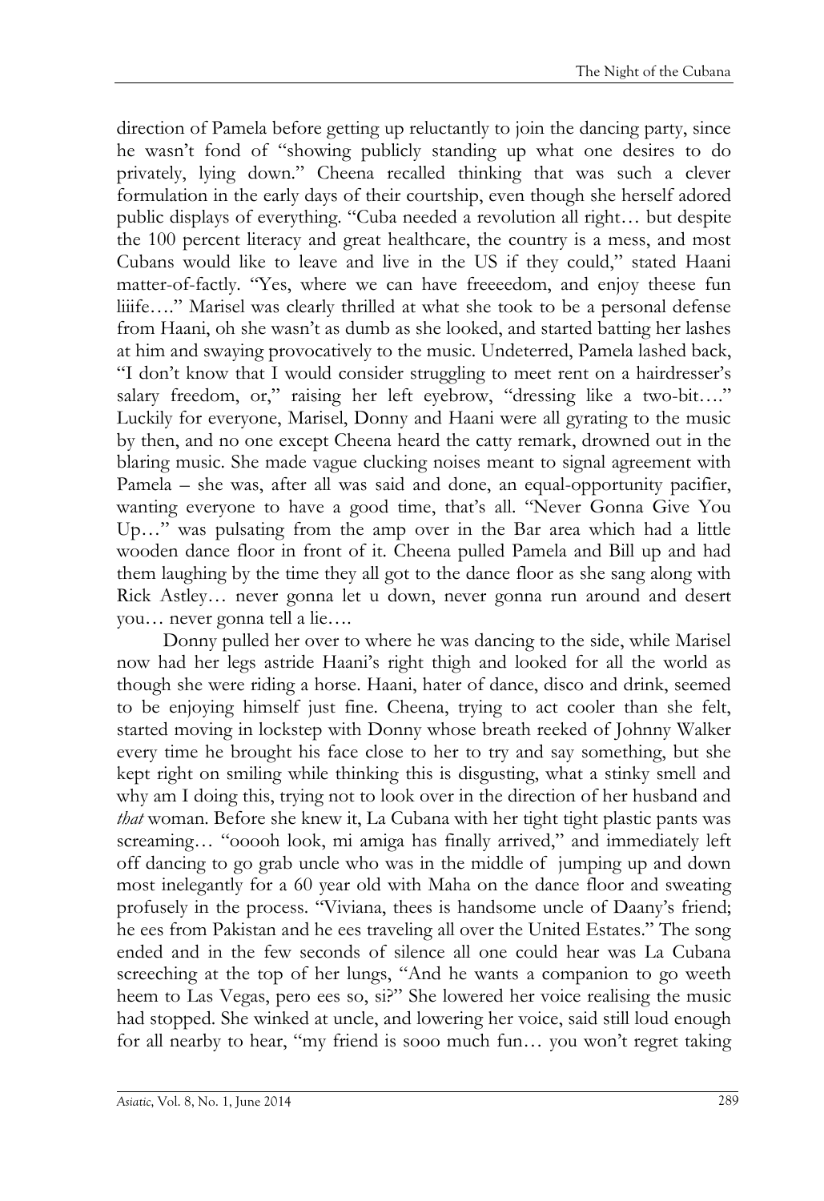direction of Pamela before getting up reluctantly to join the dancing party, since he wasn't fond of "showing publicly standing up what one desires to do privately, lying down." Cheena recalled thinking that was such a clever formulation in the early days of their courtship, even though she herself adored public displays of everything. "Cuba needed a revolution all right… but despite the 100 percent literacy and great healthcare, the country is a mess, and most Cubans would like to leave and live in the US if they could," stated Haani matter-of-factly. "Yes, where we can have freeeedom, and enjoy theese fun liiife…." Marisel was clearly thrilled at what she took to be a personal defense from Haani, oh she wasn't as dumb as she looked, and started batting her lashes at him and swaying provocatively to the music. Undeterred, Pamela lashed back, "I don't know that I would consider struggling to meet rent on a hairdresser's salary freedom, or," raising her left eyebrow, "dressing like a two-bit…." Luckily for everyone, Marisel, Donny and Haani were all gyrating to the music by then, and no one except Cheena heard the catty remark, drowned out in the blaring music. She made vague clucking noises meant to signal agreement with Pamela – she was, after all was said and done, an equal-opportunity pacifier, wanting everyone to have a good time, that's all. "Never Gonna Give You Up…" was pulsating from the amp over in the Bar area which had a little wooden dance floor in front of it. Cheena pulled Pamela and Bill up and had them laughing by the time they all got to the dance floor as she sang along with Rick Astley… never gonna let u down, never gonna run around and desert you… never gonna tell a lie….

Donny pulled her over to where he was dancing to the side, while Marisel now had her legs astride Haani's right thigh and looked for all the world as though she were riding a horse. Haani, hater of dance, disco and drink, seemed to be enjoying himself just fine. Cheena, trying to act cooler than she felt, started moving in lockstep with Donny whose breath reeked of Johnny Walker every time he brought his face close to her to try and say something, but she kept right on smiling while thinking this is disgusting, what a stinky smell and why am I doing this, trying not to look over in the direction of her husband and *that* woman. Before she knew it, La Cubana with her tight tight plastic pants was screaming… "ooooh look, mi amiga has finally arrived," and immediately left off dancing to go grab uncle who was in the middle of jumping up and down most inelegantly for a 60 year old with Maha on the dance floor and sweating profusely in the process. "Viviana, thees is handsome uncle of Daany's friend; he ees from Pakistan and he ees traveling all over the United Estates." The song ended and in the few seconds of silence all one could hear was La Cubana screeching at the top of her lungs, "And he wants a companion to go weeth heem to Las Vegas, pero ees so, si?" She lowered her voice realising the music had stopped. She winked at uncle, and lowering her voice, said still loud enough for all nearby to hear, "my friend is sooo much fun… you won't regret taking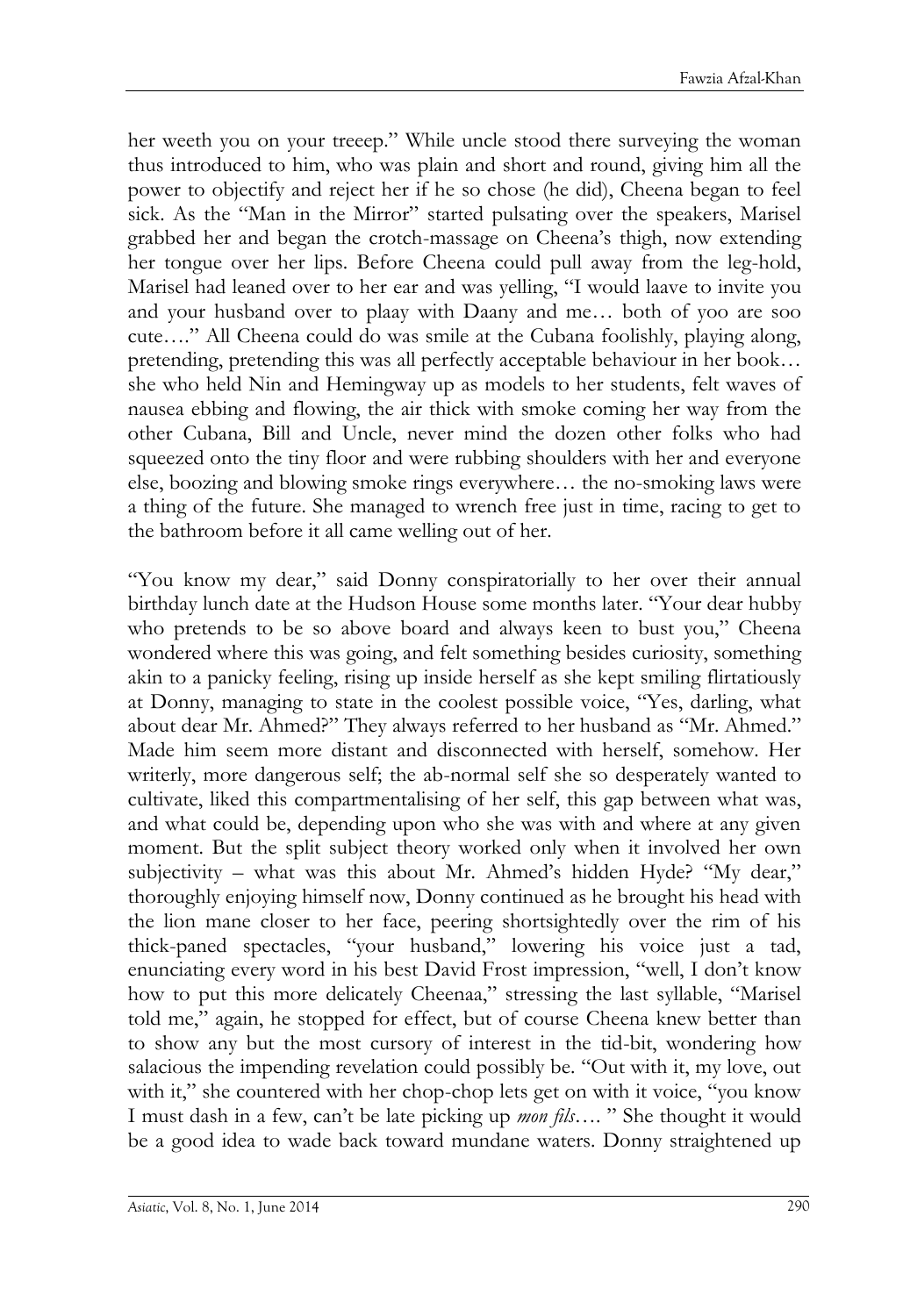her weeth you on your treeep." While uncle stood there surveying the woman thus introduced to him, who was plain and short and round, giving him all the power to objectify and reject her if he so chose (he did), Cheena began to feel sick. As the "Man in the Mirror" started pulsating over the speakers, Marisel grabbed her and began the crotch-massage on Cheena's thigh, now extending her tongue over her lips. Before Cheena could pull away from the leg-hold, Marisel had leaned over to her ear and was yelling, "I would laave to invite you and your husband over to plaay with Daany and me… both of yoo are soo cute…." All Cheena could do was smile at the Cubana foolishly, playing along, pretending, pretending this was all perfectly acceptable behaviour in her book… she who held Nin and Hemingway up as models to her students, felt waves of nausea ebbing and flowing, the air thick with smoke coming her way from the other Cubana, Bill and Uncle, never mind the dozen other folks who had squeezed onto the tiny floor and were rubbing shoulders with her and everyone else, boozing and blowing smoke rings everywhere… the no-smoking laws were a thing of the future. She managed to wrench free just in time, racing to get to the bathroom before it all came welling out of her.

"You know my dear," said Donny conspiratorially to her over their annual birthday lunch date at the Hudson House some months later. "Your dear hubby who pretends to be so above board and always keen to bust you," Cheena wondered where this was going, and felt something besides curiosity, something akin to a panicky feeling, rising up inside herself as she kept smiling flirtatiously at Donny, managing to state in the coolest possible voice, "Yes, darling, what about dear Mr. Ahmed?" They always referred to her husband as "Mr. Ahmed." Made him seem more distant and disconnected with herself, somehow. Her writerly, more dangerous self; the ab-normal self she so desperately wanted to cultivate, liked this compartmentalising of her self, this gap between what was, and what could be, depending upon who she was with and where at any given moment. But the split subject theory worked only when it involved her own subjectivity – what was this about Mr. Ahmed's hidden Hyde? "My dear," thoroughly enjoying himself now, Donny continued as he brought his head with the lion mane closer to her face, peering shortsightedly over the rim of his thick-paned spectacles, "your husband," lowering his voice just a tad, enunciating every word in his best David Frost impression, "well, I don't know how to put this more delicately Cheenaa," stressing the last syllable, "Marisel told me," again, he stopped for effect, but of course Cheena knew better than to show any but the most cursory of interest in the tid-bit, wondering how salacious the impending revelation could possibly be. "Out with it, my love, out with it," she countered with her chop-chop lets get on with it voice, "you know I must dash in a few, can't be late picking up *mon fils*…. " She thought it would be a good idea to wade back toward mundane waters. Donny straightened up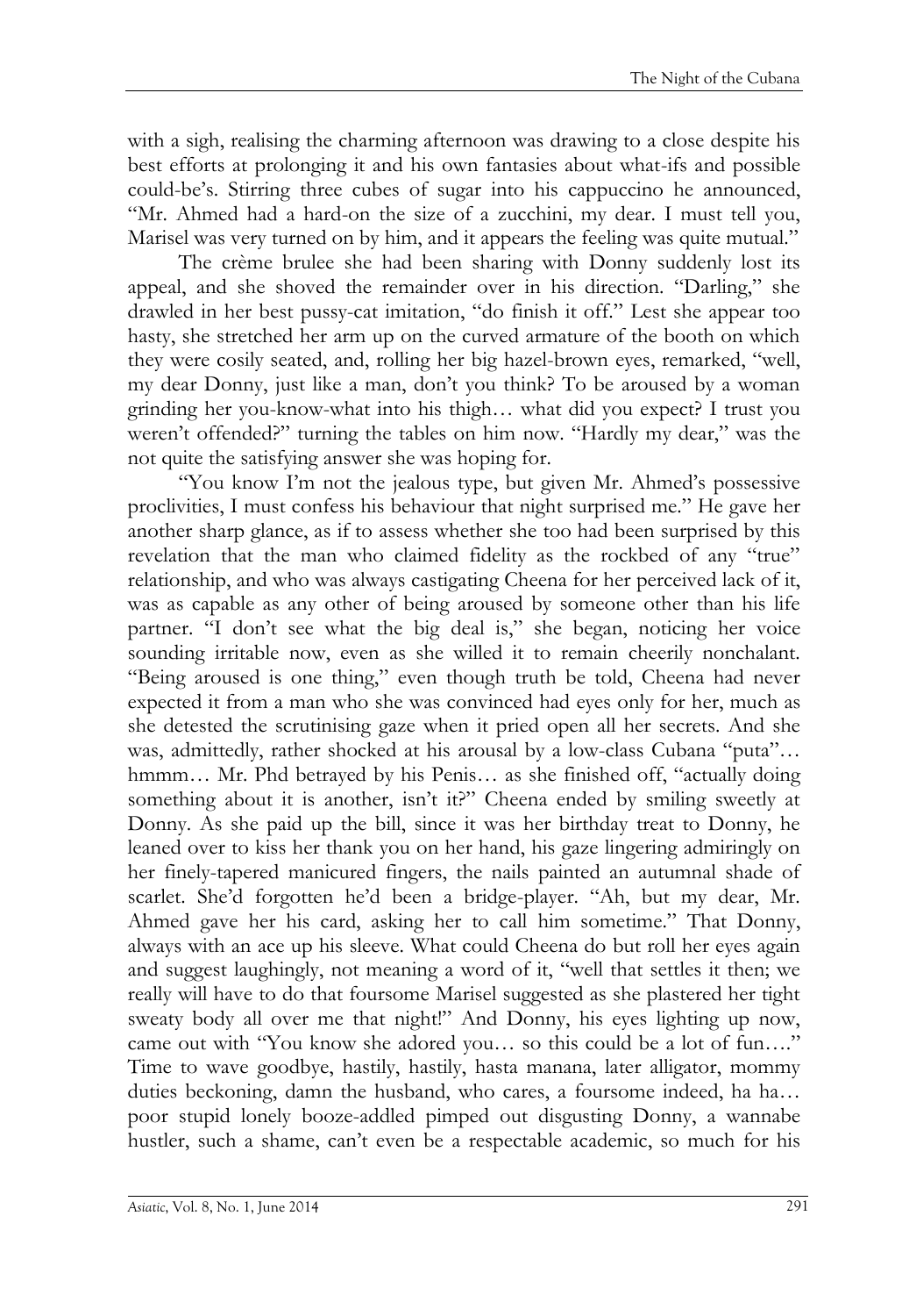with a sigh, realising the charming afternoon was drawing to a close despite his best efforts at prolonging it and his own fantasies about what-ifs and possible could-be's. Stirring three cubes of sugar into his cappuccino he announced, "Mr. Ahmed had a hard-on the size of a zucchini, my dear. I must tell you, Marisel was very turned on by him, and it appears the feeling was quite mutual."

The crème brulee she had been sharing with Donny suddenly lost its appeal, and she shoved the remainder over in his direction. "Darling," she drawled in her best pussy-cat imitation, "do finish it off." Lest she appear too hasty, she stretched her arm up on the curved armature of the booth on which they were cosily seated, and, rolling her big hazel-brown eyes, remarked, "well, my dear Donny, just like a man, don't you think? To be aroused by a woman grinding her you-know-what into his thigh… what did you expect? I trust you weren't offended?" turning the tables on him now. "Hardly my dear," was the not quite the satisfying answer she was hoping for.

"You know I'm not the jealous type, but given Mr. Ahmed's possessive proclivities, I must confess his behaviour that night surprised me." He gave her another sharp glance, as if to assess whether she too had been surprised by this revelation that the man who claimed fidelity as the rockbed of any "true" relationship, and who was always castigating Cheena for her perceived lack of it, was as capable as any other of being aroused by someone other than his life partner. "I don't see what the big deal is," she began, noticing her voice sounding irritable now, even as she willed it to remain cheerily nonchalant. "Being aroused is one thing," even though truth be told, Cheena had never expected it from a man who she was convinced had eyes only for her, much as she detested the scrutinising gaze when it pried open all her secrets. And she was, admittedly, rather shocked at his arousal by a low-class Cubana "puta"… hmmm… Mr. Phd betrayed by his Penis… as she finished off, "actually doing something about it is another, isn't it?" Cheena ended by smiling sweetly at Donny. As she paid up the bill, since it was her birthday treat to Donny, he leaned over to kiss her thank you on her hand, his gaze lingering admiringly on her finely-tapered manicured fingers, the nails painted an autumnal shade of scarlet. She'd forgotten he'd been a bridge-player. "Ah, but my dear, Mr. Ahmed gave her his card, asking her to call him sometime." That Donny, always with an ace up his sleeve. What could Cheena do but roll her eyes again and suggest laughingly, not meaning a word of it, "well that settles it then; we really will have to do that foursome Marisel suggested as she plastered her tight sweaty body all over me that night!" And Donny, his eyes lighting up now, came out with "You know she adored you… so this could be a lot of fun…." Time to wave goodbye, hastily, hastily, hasta manana, later alligator, mommy duties beckoning, damn the husband, who cares, a foursome indeed, ha ha… poor stupid lonely booze-addled pimped out disgusting Donny, a wannabe hustler, such a shame, can't even be a respectable academic, so much for his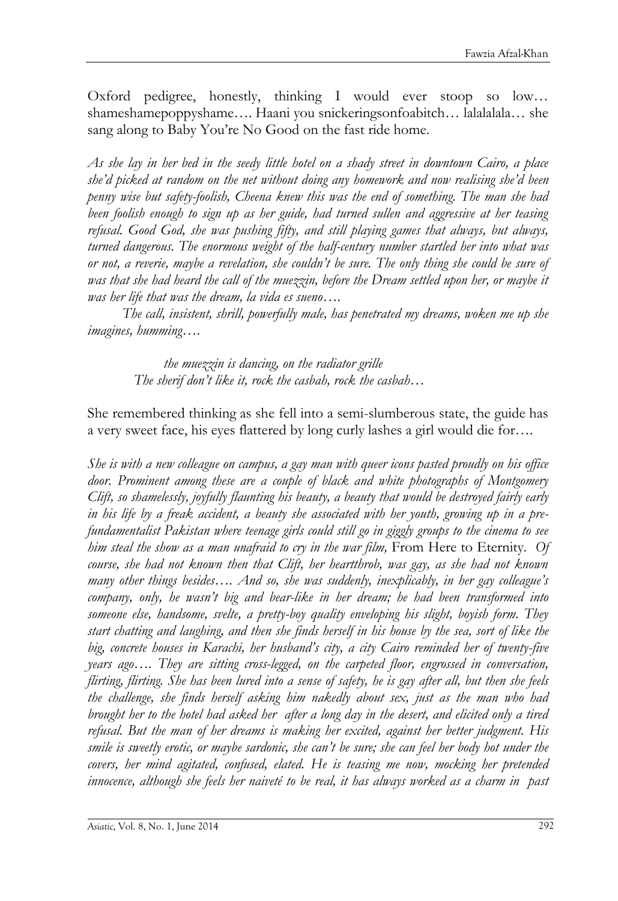Oxford pedigree, honestly, thinking I would ever stoop so low… shameshamepoppyshame…. Haani you snickeringsonfoabitch… lalalalala… she sang along to Baby You're No Good on the fast ride home.

*As she lay in her bed in the seedy little hotel on a shady street in downtown Cairo, a place she'd picked at random on the net without doing any homework and now realising she'd been penny wise but safety-foolish, Cheena knew this was the end of something. The man she had been foolish enough to sign up as her guide, had turned sullen and aggressive at her teasing refusal. Good God, she was pushing fifty, and still playing games that always, but always, turned dangerous. The enormous weight of the half-century number startled her into what was or not, a reverie, maybe a revelation, she couldn't be sure. The only thing she could be sure of was that she had heard the call of the muezzin, before the Dream settled upon her, or maybe it was her life that was the dream, la vida es sueno….*

*The call, insistent, shrill, powerfully male, has penetrated my dreams, woken me up she imagines, humming….*

> *the muezzin is dancing, on the radiator grille*
> *The sherif don't like it, rock the casbah, rock the casbah…*

She remembered thinking as she fell into a semi-slumberous state, the guide has a very sweet face, his eyes flattered by long curly lashes a girl would die for….

*She is with a new colleague on campus, a gay man with queer icons pasted proudly on his office door. Prominent among these are a couple of black and white photographs of Montgomery Clift, so shamelessly, joyfully flaunting his beauty, a beauty that would be destroyed fairly early in his life by a freak accident, a beauty she associated with her youth, growing up in a pre-fundamentalist Pakistan where teenage girls could still go in giggly groups to the cinema to see him steal the show as a man unafraid to cry in the war film,* From Here to Eternity. *Of course, she had not known then that Clift, her heartthrob, was gay, as she had not known many other things besides…. And so, she was suddenly, inexplicably, in her gay colleague's company, only, he wasn't big and bear-like in her dream; he had been transformed into someone else, handsome, svelte, a pretty-boy quality enveloping his slight, boyish form. They start chatting and laughing, and then she finds herself in his house by the sea, sort of like the big, concrete houses in Karachi, her husband's city, a city Cairo reminded her of twenty-five years ago…. They are sitting cross-legged, on the carpeted floor, engrossed in conversation, flirting, flirting. She has been lured into a sense of safety, he is gay after all, but then she feels the challenge, she finds herself asking him nakedly about sex, just as the man who had brought her to the hotel had asked her after a long day in the desert, and elicited only a tired refusal. But the man of her dreams is making her excited, against her better judgment. His smile is sweetly erotic, or maybe sardonic, she can't be sure; she can feel her body hot under the covers, her mind agitated, confused, elated. He is teasing me now, mocking her pretended innocence, although she feels her naiveté to be real, it has always worked as a charm in past*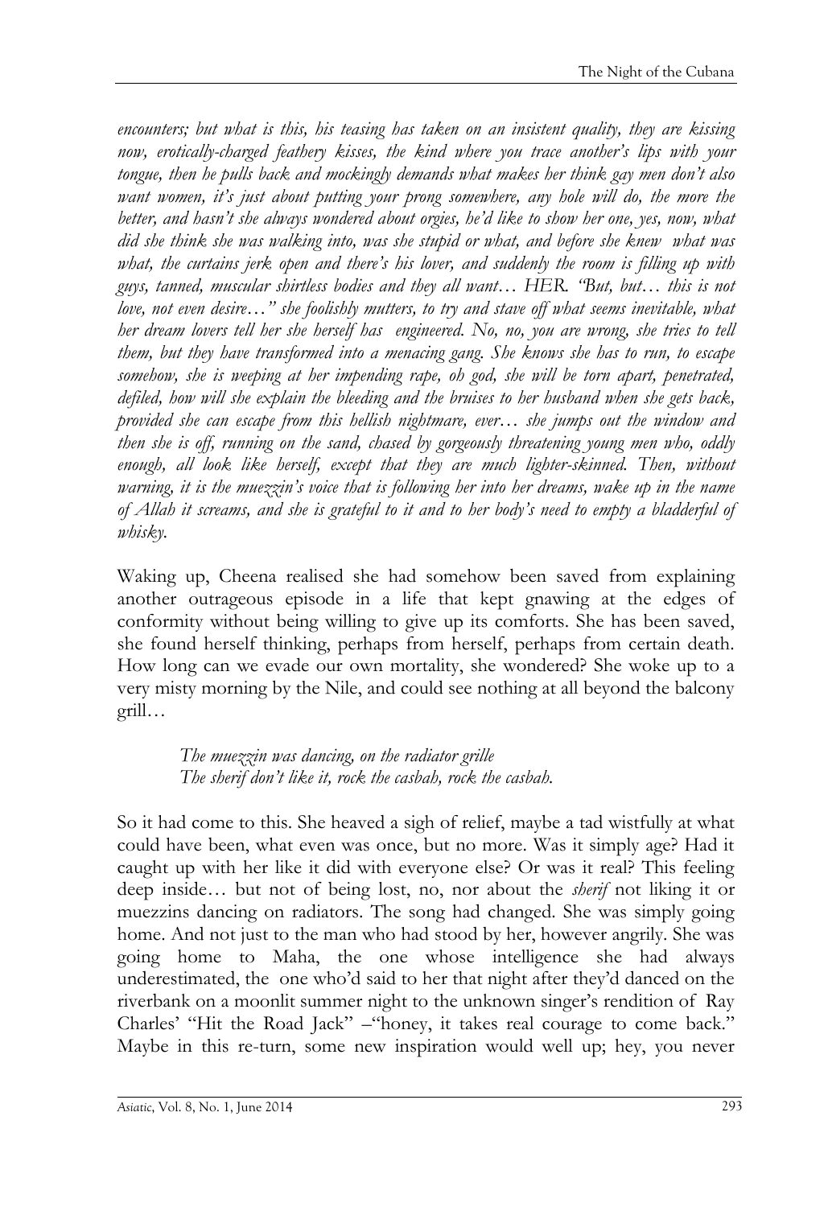*encounters; but what is this, his teasing has taken on an insistent quality, they are kissing now, erotically-charged feathery kisses, the kind where you trace another's lips with your tongue, then he pulls back and mockingly demands what makes her think gay men don't also want women, it's just about putting your prong somewhere, any hole will do, the more the better, and hasn't she always wondered about orgies, he'd like to show her one, yes, now, what did she think she was walking into, was she stupid or what, and before she knew what was what, the curtains jerk open and there's his lover, and suddenly the room is filling up with guys, tanned, muscular shirtless bodies and they all want… HER. "But, but… this is not love, not even desire…" she foolishly mutters, to try and stave off what seems inevitable, what her dream lovers tell her she herself has engineered. No, no, you are wrong, she tries to tell them, but they have transformed into a menacing gang. She knows she has to run, to escape somehow, she is weeping at her impending rape, oh god, she will be torn apart, penetrated, defiled, how will she explain the bleeding and the bruises to her husband when she gets back, provided she can escape from this hellish nightmare, ever… she jumps out the window and then she is off, running on the sand, chased by gorgeously threatening young men who, oddly enough, all look like herself, except that they are much lighter-skinned. Then, without warning, it is the muezzin's voice that is following her into her dreams, wake up in the name of Allah it screams, and she is grateful to it and to her body's need to empty a bladderful of whisky.*

Waking up, Cheena realised she had somehow been saved from explaining another outrageous episode in a life that kept gnawing at the edges of conformity without being willing to give up its comforts. She has been saved, she found herself thinking, perhaps from herself, perhaps from certain death. How long can we evade our own mortality, she wondered? She woke up to a very misty morning by the Nile, and could see nothing at all beyond the balcony grill…

> *The muezzin was dancing, on the radiator grille*
> *The sherif don't like it, rock the casbah, rock the casbah.*

So it had come to this. She heaved a sigh of relief, maybe a tad wistfully at what could have been, what even was once, but no more. Was it simply age? Had it caught up with her like it did with everyone else? Or was it real? This feeling deep inside… but not of being lost, no, nor about the *sherif* not liking it or muezzins dancing on radiators. The song had changed. She was simply going home. And not just to the man who had stood by her, however angrily. She was going home to Maha, the one whose intelligence she had always underestimated, the one who'd said to her that night after they'd danced on the riverbank on a moonlit summer night to the unknown singer's rendition of Ray Charles' "Hit the Road Jack" –"honey, it takes real courage to come back." Maybe in this re-turn, some new inspiration would well up; hey, you never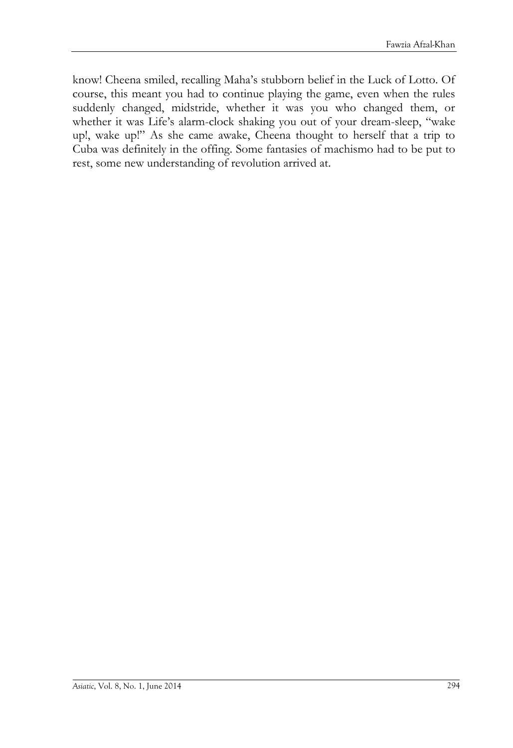know! Cheena smiled, recalling Maha's stubborn belief in the Luck of Lotto. Of course, this meant you had to continue playing the game, even when the rules suddenly changed, midstride, whether it was you who changed them, or whether it was Life's alarm-clock shaking you out of your dream-sleep, "wake up!, wake up!" As she came awake, Cheena thought to herself that a trip to Cuba was definitely in the offing. Some fantasies of machismo had to be put to rest, some new understanding of revolution arrived at.